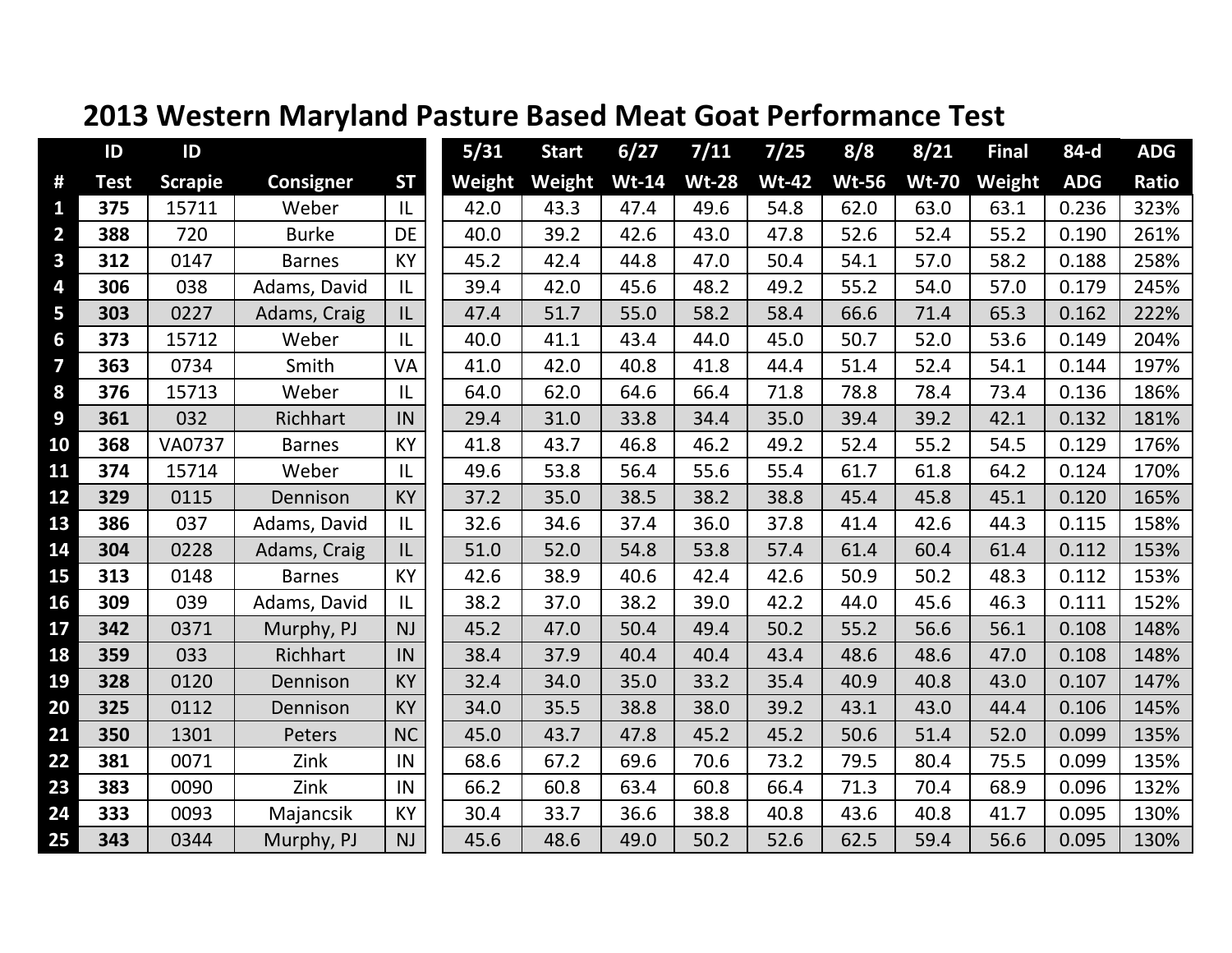# 2013 Western Maryland Pasture Based Meat Goat Performance Test

| # | ID Test | ID Scrapie | Consigner | ST | 5/31 Weight | Start Weight | 6/27 Wt-14 | 7/11 Wt-28 | 7/25 Wt-42 | 8/8 Wt-56 | 8/21 Wt-70 | Final Weight | 84-d ADG | ADG Ratio |
|---|---|---|---|---|---|---|---|---|---|---|---|---|---|---|
| 1 | 375 | 15711 | Weber | IL | 42.0 | 43.3 | 47.4 | 49.6 | 54.8 | 62.0 | 63.0 | 63.1 | 0.236 | 323% |
| 2 | 388 | 720 | Burke | DE | 40.0 | 39.2 | 42.6 | 43.0 | 47.8 | 52.6 | 52.4 | 55.2 | 0.190 | 261% |
| 3 | 312 | 0147 | Barnes | KY | 45.2 | 42.4 | 44.8 | 47.0 | 50.4 | 54.1 | 57.0 | 58.2 | 0.188 | 258% |
| 4 | 306 | 038 | Adams, David | IL | 39.4 | 42.0 | 45.6 | 48.2 | 49.2 | 55.2 | 54.0 | 57.0 | 0.179 | 245% |
| 5 | 303 | 0227 | Adams, Craig | IL | 47.4 | 51.7 | 55.0 | 58.2 | 58.4 | 66.6 | 71.4 | 65.3 | 0.162 | 222% |
| 6 | 373 | 15712 | Weber | IL | 40.0 | 41.1 | 43.4 | 44.0 | 45.0 | 50.7 | 52.0 | 53.6 | 0.149 | 204% |
| 7 | 363 | 0734 | Smith | VA | 41.0 | 42.0 | 40.8 | 41.8 | 44.4 | 51.4 | 52.4 | 54.1 | 0.144 | 197% |
| 8 | 376 | 15713 | Weber | IL | 64.0 | 62.0 | 64.6 | 66.4 | 71.8 | 78.8 | 78.4 | 73.4 | 0.136 | 186% |
| 9 | 361 | 032 | Richhart | IN | 29.4 | 31.0 | 33.8 | 34.4 | 35.0 | 39.4 | 39.2 | 42.1 | 0.132 | 181% |
| 10 | 368 | VA0737 | Barnes | KY | 41.8 | 43.7 | 46.8 | 46.2 | 49.2 | 52.4 | 55.2 | 54.5 | 0.129 | 176% |
| 11 | 374 | 15714 | Weber | IL | 49.6 | 53.8 | 56.4 | 55.6 | 55.4 | 61.7 | 61.8 | 64.2 | 0.124 | 170% |
| 12 | 329 | 0115 | Dennison | KY | 37.2 | 35.0 | 38.5 | 38.2 | 38.8 | 45.4 | 45.8 | 45.1 | 0.120 | 165% |
| 13 | 386 | 037 | Adams, David | IL | 32.6 | 34.6 | 37.4 | 36.0 | 37.8 | 41.4 | 42.6 | 44.3 | 0.115 | 158% |
| 14 | 304 | 0228 | Adams, Craig | IL | 51.0 | 52.0 | 54.8 | 53.8 | 57.4 | 61.4 | 60.4 | 61.4 | 0.112 | 153% |
| 15 | 313 | 0148 | Barnes | KY | 42.6 | 38.9 | 40.6 | 42.4 | 42.6 | 50.9 | 50.2 | 48.3 | 0.112 | 153% |
| 16 | 309 | 039 | Adams, David | IL | 38.2 | 37.0 | 38.2 | 39.0 | 42.2 | 44.0 | 45.6 | 46.3 | 0.111 | 152% |
| 17 | 342 | 0371 | Murphy, PJ | NJ | 45.2 | 47.0 | 50.4 | 49.4 | 50.2 | 55.2 | 56.6 | 56.1 | 0.108 | 148% |
| 18 | 359 | 033 | Richhart | IN | 38.4 | 37.9 | 40.4 | 40.4 | 43.4 | 48.6 | 48.6 | 47.0 | 0.108 | 148% |
| 19 | 328 | 0120 | Dennison | KY | 32.4 | 34.0 | 35.0 | 33.2 | 35.4 | 40.9 | 40.8 | 43.0 | 0.107 | 147% |
| 20 | 325 | 0112 | Dennison | KY | 34.0 | 35.5 | 38.8 | 38.0 | 39.2 | 43.1 | 43.0 | 44.4 | 0.106 | 145% |
| 21 | 350 | 1301 | Peters | NC | 45.0 | 43.7 | 47.8 | 45.2 | 45.2 | 50.6 | 51.4 | 52.0 | 0.099 | 135% |
| 22 | 381 | 0071 | Zink | IN | 68.6 | 67.2 | 69.6 | 70.6 | 73.2 | 79.5 | 80.4 | 75.5 | 0.099 | 135% |
| 23 | 383 | 0090 | Zink | IN | 66.2 | 60.8 | 63.4 | 60.8 | 66.4 | 71.3 | 70.4 | 68.9 | 0.096 | 132% |
| 24 | 333 | 0093 | Majancsik | KY | 30.4 | 33.7 | 36.6 | 38.8 | 40.8 | 43.6 | 40.8 | 41.7 | 0.095 | 130% |
| 25 | 343 | 0344 | Murphy, PJ | NJ | 45.6 | 48.6 | 49.0 | 50.2 | 52.6 | 62.5 | 59.4 | 56.6 | 0.095 | 130% |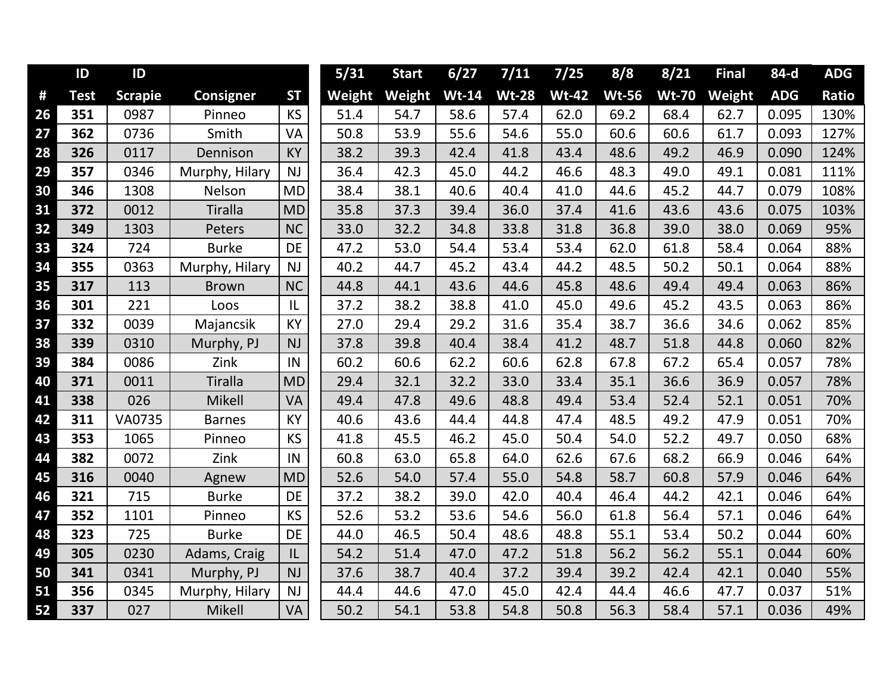| # | ID Test | ID Scrapie | Consigner | ST | 5/31 Weight | Start Weight | 6/27 Wt-14 | 7/11 Wt-28 | 7/25 Wt-42 | 8/8 Wt-56 | 8/21 Wt-70 | Final Weight | 84-d ADG | ADG Ratio |
|---|---|---|---|---|---|---|---|---|---|---|---|---|---|---|
| 26 | **351** | 0987 | Pinneo | KS | 51.4 | 54.7 | 58.6 | 57.4 | 62.0 | 69.2 | 68.4 | 62.7 | 0.095 | 130% |
| 27 | **362** | 0736 | Smith | VA | 50.8 | 53.9 | 55.6 | 54.6 | 55.0 | 60.6 | 60.6 | 61.7 | 0.093 | 127% |
| 28 | **326** | 0117 | Dennison | KY | 38.2 | 39.3 | 42.4 | 41.8 | 43.4 | 48.6 | 49.2 | 46.9 | 0.090 | 124% |
| 29 | **357** | 0346 | Murphy, Hilary | NJ | 36.4 | 42.3 | 45.0 | 44.2 | 46.6 | 48.3 | 49.0 | 49.1 | 0.081 | 111% |
| 30 | **346** | 1308 | Nelson | MD | 38.4 | 38.1 | 40.6 | 40.4 | 41.0 | 44.6 | 45.2 | 44.7 | 0.079 | 108% |
| 31 | **372** | 0012 | Tiralla | MD | 35.8 | 37.3 | 39.4 | 36.0 | 37.4 | 41.6 | 43.6 | 43.6 | 0.075 | 103% |
| 32 | **349** | 1303 | Peters | NC | 33.0 | 32.2 | 34.8 | 33.8 | 31.8 | 36.8 | 39.0 | 38.0 | 0.069 | 95% |
| 33 | **324** | 724 | Burke | DE | 47.2 | 53.0 | 54.4 | 53.4 | 53.4 | 62.0 | 61.8 | 58.4 | 0.064 | 88% |
| 34 | **355** | 0363 | Murphy, Hilary | NJ | 40.2 | 44.7 | 45.2 | 43.4 | 44.2 | 48.5 | 50.2 | 50.1 | 0.064 | 88% |
| 35 | **317** | 113 | Brown | NC | 44.8 | 44.1 | 43.6 | 44.6 | 45.8 | 48.6 | 49.4 | 49.4 | 0.063 | 86% |
| 36 | **301** | 221 | Loos | IL | 37.2 | 38.2 | 38.8 | 41.0 | 45.0 | 49.6 | 45.2 | 43.5 | 0.063 | 86% |
| 37 | **332** | 0039 | Majancsik | KY | 27.0 | 29.4 | 29.2 | 31.6 | 35.4 | 38.7 | 36.6 | 34.6 | 0.062 | 85% |
| 38 | **339** | 0310 | Murphy, PJ | NJ | 37.8 | 39.8 | 40.4 | 38.4 | 41.2 | 48.7 | 51.8 | 44.8 | 0.060 | 82% |
| 39 | **384** | 0086 | Zink | IN | 60.2 | 60.6 | 62.2 | 60.6 | 62.8 | 67.8 | 67.2 | 65.4 | 0.057 | 78% |
| 40 | **371** | 0011 | Tiralla | MD | 29.4 | 32.1 | 32.2 | 33.0 | 33.4 | 35.1 | 36.6 | 36.9 | 0.057 | 78% |
| 41 | **338** | 026 | Mikell | VA | 49.4 | 47.8 | 49.6 | 48.8 | 49.4 | 53.4 | 52.4 | 52.1 | 0.051 | 70% |
| 42 | **311** | VA0735 | Barnes | KY | 40.6 | 43.6 | 44.4 | 44.8 | 47.4 | 48.5 | 49.2 | 47.9 | 0.051 | 70% |
| 43 | **353** | 1065 | Pinneo | KS | 41.8 | 45.5 | 46.2 | 45.0 | 50.4 | 54.0 | 52.2 | 49.7 | 0.050 | 68% |
| 44 | **382** | 0072 | Zink | IN | 60.8 | 63.0 | 65.8 | 64.0 | 62.6 | 67.6 | 68.2 | 66.9 | 0.046 | 64% |
| 45 | **316** | 0040 | Agnew | MD | 52.6 | 54.0 | 57.4 | 55.0 | 54.8 | 58.7 | 60.8 | 57.9 | 0.046 | 64% |
| 46 | **321** | 715 | Burke | DE | 37.2 | 38.2 | 39.0 | 42.0 | 40.4 | 46.4 | 44.2 | 42.1 | 0.046 | 64% |
| 47 | **352** | 1101 | Pinneo | KS | 52.6 | 53.2 | 53.6 | 54.6 | 56.0 | 61.8 | 56.4 | 57.1 | 0.046 | 64% |
| 48 | **323** | 725 | Burke | DE | 44.0 | 46.5 | 50.4 | 48.6 | 48.8 | 55.1 | 53.4 | 50.2 | 0.044 | 60% |
| 49 | **305** | 0230 | Adams, Craig | IL | 54.2 | 51.4 | 47.0 | 47.2 | 51.8 | 56.2 | 56.2 | 55.1 | 0.044 | 60% |
| 50 | **341** | 0341 | Murphy, PJ | NJ | 37.6 | 38.7 | 40.4 | 37.2 | 39.4 | 39.2 | 42.4 | 42.1 | 0.040 | 55% |
| 51 | **356** | 0345 | Murphy, Hilary | NJ | 44.4 | 44.6 | 47.0 | 45.0 | 42.4 | 44.4 | 46.6 | 47.7 | 0.037 | 51% |
| 52 | **337** | 027 | Mikell | VA | 50.2 | 54.1 | 53.8 | 54.8 | 50.8 | 56.3 | 58.4 | 57.1 | 0.036 | 49% |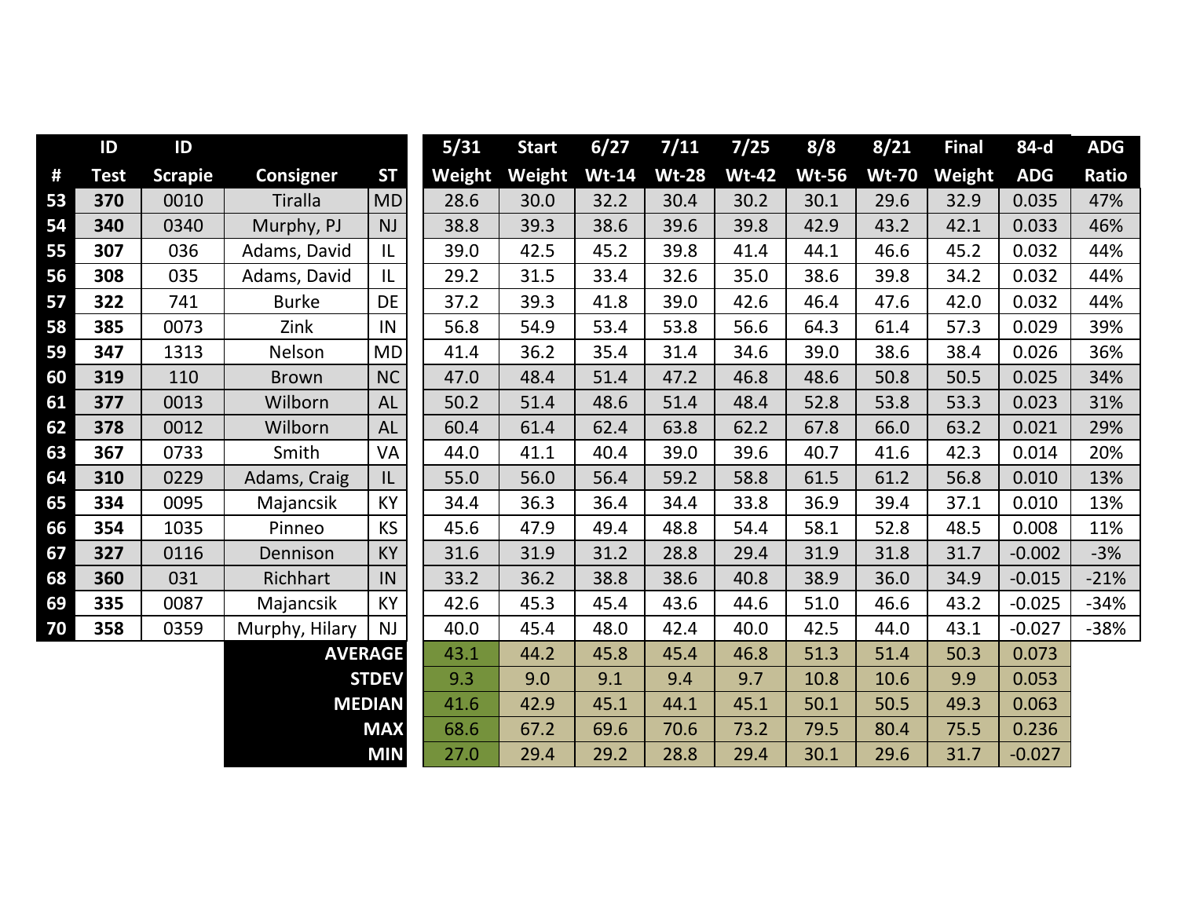| # | ID Test | ID Scrapie | Consigner | ST | 5/31 Weight | Start Weight | 6/27 Wt-14 | 7/11 Wt-28 | 7/25 Wt-42 | 8/8 Wt-56 | 8/21 Wt-70 | Final Weight | 84-d ADG | ADG Ratio |
|---|---|---|---|---|---|---|---|---|---|---|---|---|---|---|
| 53 | **370** | 0010 | Tiralla | MD | 28.6 | 30.0 | 32.2 | 30.4 | 30.2 | 30.1 | 29.6 | 32.9 | 0.035 | 47% |
| 54 | **340** | 0340 | Murphy, PJ | NJ | 38.8 | 39.3 | 38.6 | 39.6 | 39.8 | 42.9 | 43.2 | 42.1 | 0.033 | 46% |
| 55 | **307** | 036 | Adams, David | IL | 39.0 | 42.5 | 45.2 | 39.8 | 41.4 | 44.1 | 46.6 | 45.2 | 0.032 | 44% |
| 56 | **308** | 035 | Adams, David | IL | 29.2 | 31.5 | 33.4 | 32.6 | 35.0 | 38.6 | 39.8 | 34.2 | 0.032 | 44% |
| 57 | **322** | 741 | Burke | DE | 37.2 | 39.3 | 41.8 | 39.0 | 42.6 | 46.4 | 47.6 | 42.0 | 0.032 | 44% |
| 58 | **385** | 0073 | Zink | IN | 56.8 | 54.9 | 53.4 | 53.8 | 56.6 | 64.3 | 61.4 | 57.3 | 0.029 | 39% |
| 59 | **347** | 1313 | Nelson | MD | 41.4 | 36.2 | 35.4 | 31.4 | 34.6 | 39.0 | 38.6 | 38.4 | 0.026 | 36% |
| 60 | **319** | 110 | Brown | NC | 47.0 | 48.4 | 51.4 | 47.2 | 46.8 | 48.6 | 50.8 | 50.5 | 0.025 | 34% |
| 61 | **377** | 0013 | Wilborn | AL | 50.2 | 51.4 | 48.6 | 51.4 | 48.4 | 52.8 | 53.8 | 53.3 | 0.023 | 31% |
| 62 | **378** | 0012 | Wilborn | AL | 60.4 | 61.4 | 62.4 | 63.8 | 62.2 | 67.8 | 66.0 | 63.2 | 0.021 | 29% |
| 63 | **367** | 0733 | Smith | VA | 44.0 | 41.1 | 40.4 | 39.0 | 39.6 | 40.7 | 41.6 | 42.3 | 0.014 | 20% |
| 64 | **310** | 0229 | Adams, Craig | IL | 55.0 | 56.0 | 56.4 | 59.2 | 58.8 | 61.5 | 61.2 | 56.8 | 0.010 | 13% |
| 65 | **334** | 0095 | Majancsik | KY | 34.4 | 36.3 | 36.4 | 34.4 | 33.8 | 36.9 | 39.4 | 37.1 | 0.010 | 13% |
| 66 | **354** | 1035 | Pinneo | KS | 45.6 | 47.9 | 49.4 | 48.8 | 54.4 | 58.1 | 52.8 | 48.5 | 0.008 | 11% |
| 67 | **327** | 0116 | Dennison | KY | 31.6 | 31.9 | 31.2 | 28.8 | 29.4 | 31.9 | 31.8 | 31.7 | -0.002 | -3% |
| 68 | **360** | 031 | Richhart | IN | 33.2 | 36.2 | 38.8 | 38.6 | 40.8 | 38.9 | 36.0 | 34.9 | -0.015 | -21% |
| 69 | **335** | 0087 | Majancsik | KY | 42.6 | 45.3 | 45.4 | 43.6 | 44.6 | 51.0 | 46.6 | 43.2 | -0.025 | -34% |
| 70 | **358** | 0359 | Murphy, Hilary | NJ | 40.0 | 45.4 | 48.0 | 42.4 | 40.0 | 42.5 | 44.0 | 43.1 | -0.027 | -38% |
| | | | | **AVERAGE** | 43.1 | 44.2 | 45.8 | 45.4 | 46.8 | 51.3 | 51.4 | 50.3 | 0.073 | |
| | | | | **STDEV** | 9.3 | 9.0 | 9.1 | 9.4 | 9.7 | 10.8 | 10.6 | 9.9 | 0.053 | |
| | | | | **MEDIAN** | 41.6 | 42.9 | 45.1 | 44.1 | 45.1 | 50.1 | 50.5 | 49.3 | 0.063 | |
| | | | | **MAX** | 68.6 | 67.2 | 69.6 | 70.6 | 73.2 | 79.5 | 80.4 | 75.5 | 0.236 | |
| | | | | **MIN** | 27.0 | 29.4 | 29.2 | 28.8 | 29.4 | 30.1 | 29.6 | 31.7 | -0.027 | |